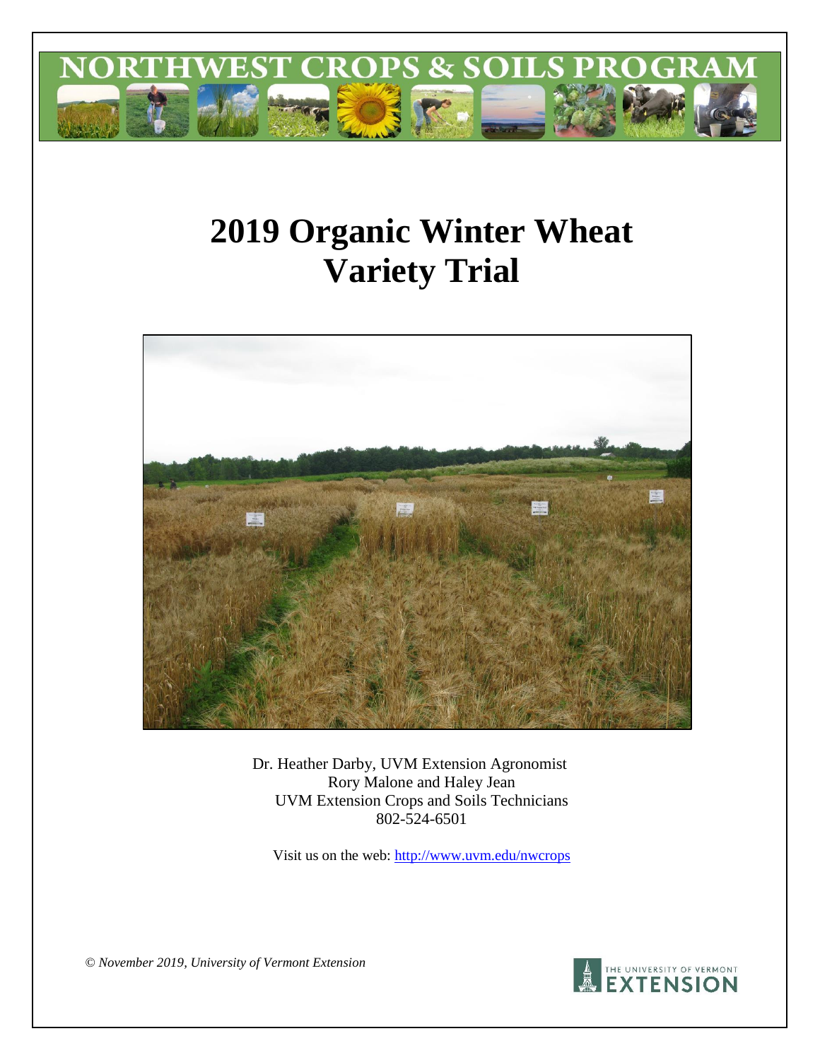NORTHWEST CROPS & SOILS PROGRAM

# 2019 Organic Winter Wheat Variety Trial

Dr. Heather Darby, UVM Extension Agronomist
Rory Malone and Haley Jean
UVM Extension Crops and Soils Technicians
802-524-6501

Visit us on the web: http://www.uvm.edu/nwcrops

*© November 2019, University of Vermont Extension*

THE UNIVERSITY OF VERMONT EXTENSION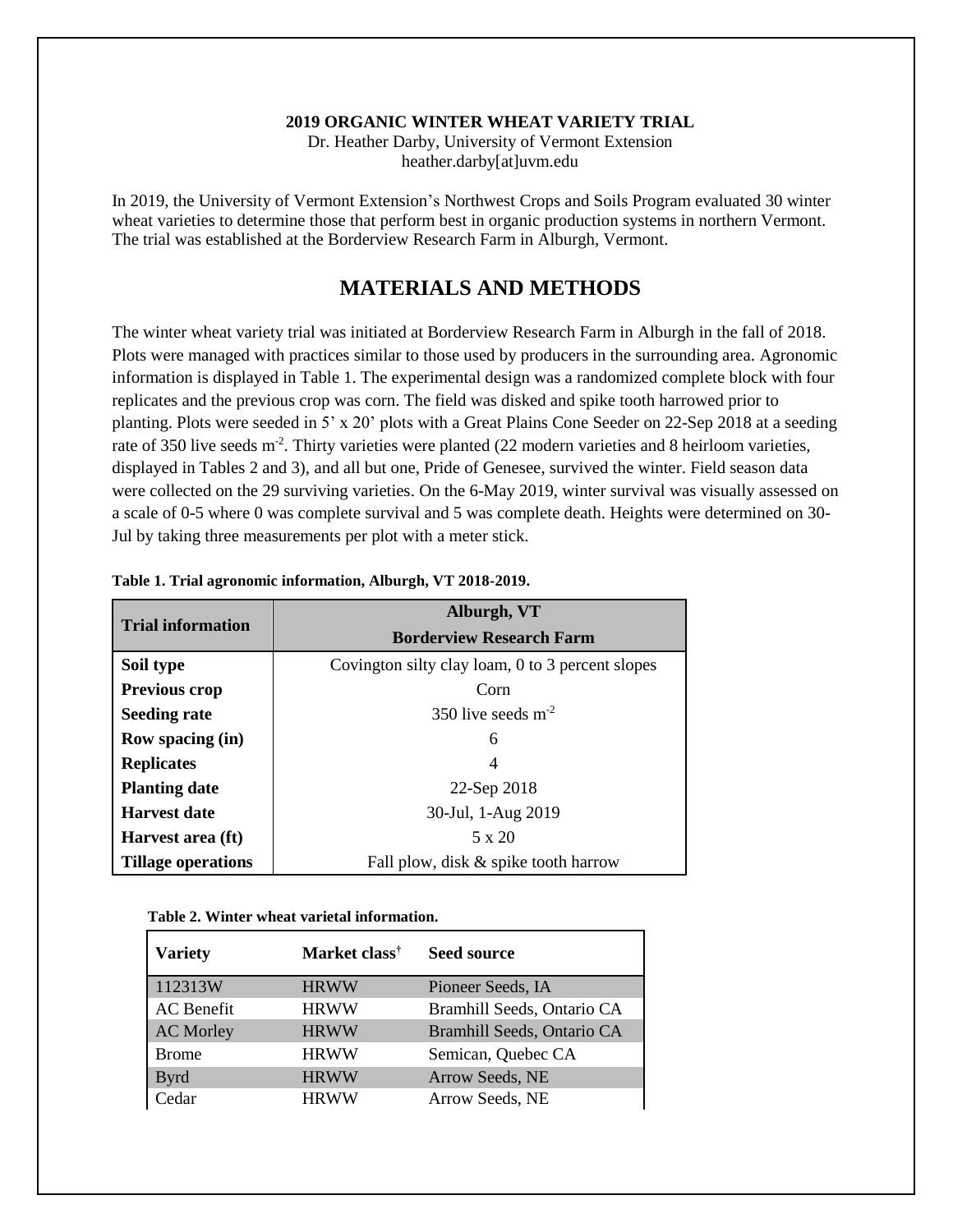**2019 ORGANIC WINTER WHEAT VARIETY TRIAL**
Dr. Heather Darby, University of Vermont Extension
heather.darby[at]uvm.edu

In 2019, the University of Vermont Extension's Northwest Crops and Soils Program evaluated 30 winter wheat varieties to determine those that perform best in organic production systems in northern Vermont. The trial was established at the Borderview Research Farm in Alburgh, Vermont.

# MATERIALS AND METHODS

The winter wheat variety trial was initiated at Borderview Research Farm in Alburgh in the fall of 2018. Plots were managed with practices similar to those used by producers in the surrounding area. Agronomic information is displayed in Table 1. The experimental design was a randomized complete block with four replicates and the previous crop was corn. The field was disked and spike tooth harrowed prior to planting. Plots were seeded in 5' x 20' plots with a Great Plains Cone Seeder on 22-Sep 2018 at a seeding rate of 350 live seeds $m^{-2}$. Thirty varieties were planted (22 modern varieties and 8 heirloom varieties, displayed in Tables 2 and 3), and all but one, Pride of Genesee, survived the winter. Field season data were collected on the 29 surviving varieties. On the 6-May 2019, winter survival was visually assessed on a scale of 0-5 where 0 was complete survival and 5 was complete death. Heights were determined on 30-Jul by taking three measurements per plot with a meter stick.

**Table 1. Trial agronomic information, Alburgh, VT 2018-2019.**

| Trial information | Alburgh, VT Borderview Research Farm |
|---|---|
| **Soil type** | Covington silty clay loam, 0 to 3 percent slopes |
| **Previous crop** | Corn |
| **Seeding rate** | 350 live seeds $m^{-2}$ |
| **Row spacing (in)** | 6 |
| **Replicates** | 4 |
| **Planting date** | 22-Sep 2018 |
| **Harvest date** | 30-Jul, 1-Aug 2019 |
| **Harvest area (ft)** | 5 x 20 |
| **Tillage operations** | Fall plow, disk & spike tooth harrow |

**Table 2. Winter wheat varietal information.**

| Variety | Market class† | Seed source |
|---|---|---|
| 112313W | HRWW | Pioneer Seeds, IA |
| AC Benefit | HRWW | Bramhill Seeds, Ontario CA |
| AC Morley | HRWW | Bramhill Seeds, Ontario CA |
| Brome | HRWW | Semican, Quebec CA |
| Byrd | HRWW | Arrow Seeds, NE |
| Cedar | HRWW | Arrow Seeds, NE |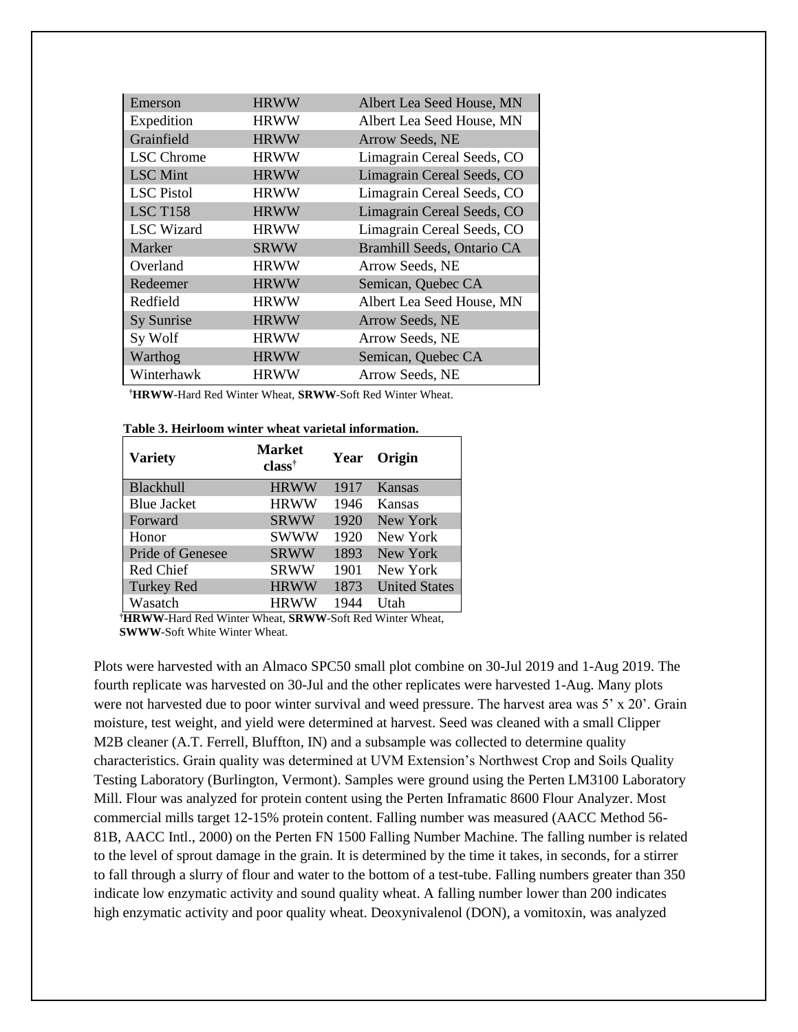| Emerson | HRWW | Albert Lea Seed House, MN |
|---|---|---|
| Expedition | HRWW | Albert Lea Seed House, MN |
| Grainfield | HRWW | Arrow Seeds, NE |
| LSC Chrome | HRWW | Limagrain Cereal Seeds, CO |
| LSC Mint | HRWW | Limagrain Cereal Seeds, CO |
| LSC Pistol | HRWW | Limagrain Cereal Seeds, CO |
| LSC T158 | HRWW | Limagrain Cereal Seeds, CO |
| LSC Wizard | HRWW | Limagrain Cereal Seeds, CO |
| Marker | SRWW | Bramhill Seeds, Ontario CA |
| Overland | HRWW | Arrow Seeds, NE |
| Redeemer | HRWW | Semican, Quebec CA |
| Redfield | HRWW | Albert Lea Seed House, MN |
| Sy Sunrise | HRWW | Arrow Seeds, NE |
| Sy Wolf | HRWW | Arrow Seeds, NE |
| Warthog | HRWW | Semican, Quebec CA |
| Winterhawk | HRWW | Arrow Seeds, NE |

†**HRWW**-Hard Red Winter Wheat, **SRWW**-Soft Red Winter Wheat.

**Table 3. Heirloom winter wheat varietal information.**

| Variety | Market class† | Year | Origin |
|---|---|---|---|
| Blackhull | HRWW | 1917 | Kansas |
| Blue Jacket | HRWW | 1946 | Kansas |
| Forward | SRWW | 1920 | New York |
| Honor | SWWW | 1920 | New York |
| Pride of Genesee | SRWW | 1893 | New York |
| Red Chief | SRWW | 1901 | New York |
| Turkey Red | HRWW | 1873 | United States |
| Wasatch | HRWW | 1944 | Utah |

†**HRWW**-Hard Red Winter Wheat, **SRWW**-Soft Red Winter Wheat, **SWWW**-Soft White Winter Wheat.

Plots were harvested with an Almaco SPC50 small plot combine on 30-Jul 2019 and 1-Aug 2019. The fourth replicate was harvested on 30-Jul and the other replicates were harvested 1-Aug. Many plots were not harvested due to poor winter survival and weed pressure. The harvest area was 5' x 20'. Grain moisture, test weight, and yield were determined at harvest. Seed was cleaned with a small Clipper M2B cleaner (A.T. Ferrell, Bluffton, IN) and a subsample was collected to determine quality characteristics. Grain quality was determined at UVM Extension's Northwest Crop and Soils Quality Testing Laboratory (Burlington, Vermont). Samples were ground using the Perten LM3100 Laboratory Mill. Flour was analyzed for protein content using the Perten Inframatic 8600 Flour Analyzer. Most commercial mills target 12-15% protein content. Falling number was measured (AACC Method 56-81B, AACC Intl., 2000) on the Perten FN 1500 Falling Number Machine. The falling number is related to the level of sprout damage in the grain. It is determined by the time it takes, in seconds, for a stirrer to fall through a slurry of flour and water to the bottom of a test-tube. Falling numbers greater than 350 indicate low enzymatic activity and sound quality wheat. A falling number lower than 200 indicates high enzymatic activity and poor quality wheat. Deoxynivalenol (DON), a vomitoxin, was analyzed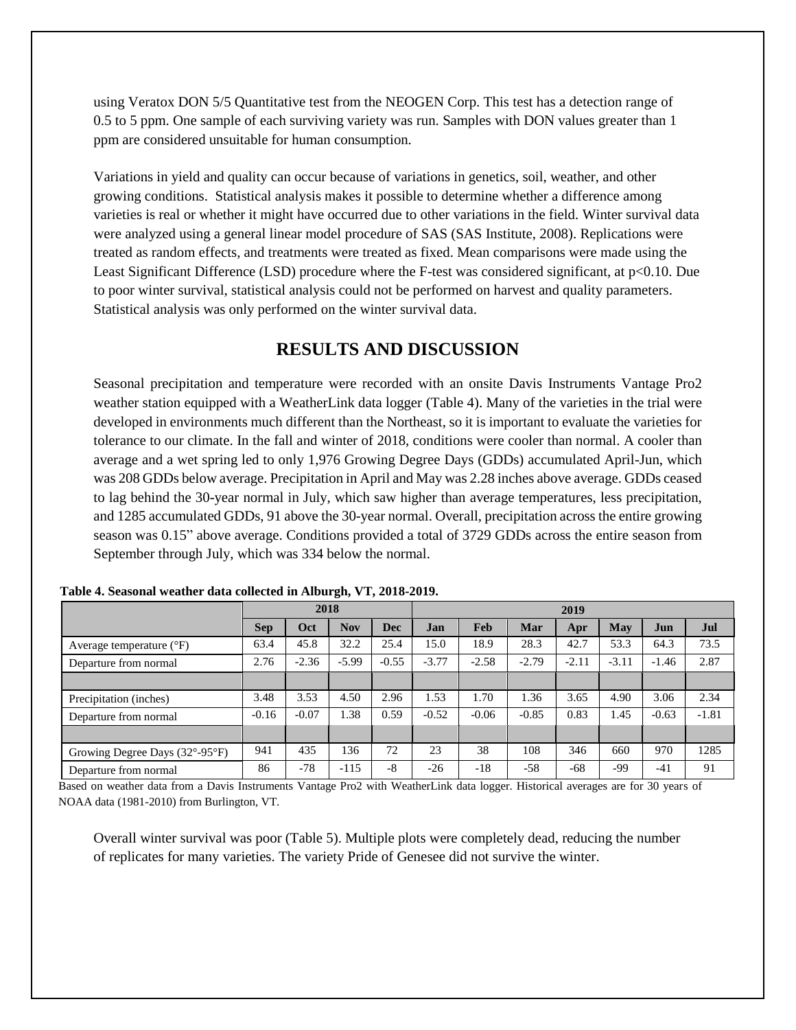using Veratox DON 5/5 Quantitative test from the NEOGEN Corp. This test has a detection range of 0.5 to 5 ppm. One sample of each surviving variety was run. Samples with DON values greater than 1 ppm are considered unsuitable for human consumption.

Variations in yield and quality can occur because of variations in genetics, soil, weather, and other growing conditions. Statistical analysis makes it possible to determine whether a difference among varieties is real or whether it might have occurred due to other variations in the field. Winter survival data were analyzed using a general linear model procedure of SAS (SAS Institute, 2008). Replications were treated as random effects, and treatments were treated as fixed. Mean comparisons were made using the Least Significant Difference (LSD) procedure where the F-test was considered significant, at $p<0.10$. Due to poor winter survival, statistical analysis could not be performed on harvest and quality parameters. Statistical analysis was only performed on the winter survival data.

## RESULTS AND DISCUSSION

Seasonal precipitation and temperature were recorded with an onsite Davis Instruments Vantage Pro2 weather station equipped with a WeatherLink data logger (Table 4). Many of the varieties in the trial were developed in environments much different than the Northeast, so it is important to evaluate the varieties for tolerance to our climate. In the fall and winter of 2018, conditions were cooler than normal. A cooler than average and a wet spring led to only 1,976 Growing Degree Days (GDDs) accumulated April-Jun, which was 208 GDDs below average. Precipitation in April and May was 2.28 inches above average. GDDs ceased to lag behind the 30-year normal in July, which saw higher than average temperatures, less precipitation, and 1285 accumulated GDDs, 91 above the 30-year normal. Overall, precipitation across the entire growing season was 0.15" above average. Conditions provided a total of 3729 GDDs across the entire season from September through July, which was 334 below the normal.

**Table 4. Seasonal weather data collected in Alburgh, VT, 2018-2019.**

| | 2018 | | | | 2019 | | | | | | |
|---|---|---|---|---|---|---|---|---|---|---|---|
| | **Sep** | **Oct** | **Nov** | **Dec** | **Jan** | **Feb** | **Mar** | **Apr** | **May** | **Jun** | **Jul** |
| Average temperature (°F) | 63.4 | 45.8 | 32.2 | 25.4 | 15.0 | 18.9 | 28.3 | 42.7 | 53.3 | 64.3 | 73.5 |
| Departure from normal | 2.76 | -2.36 | -5.99 | -0.55 | -3.77 | -2.58 | -2.79 | -2.11 | -3.11 | -1.46 | 2.87 |
| | | | | | | | | | | | |
| Precipitation (inches) | 3.48 | 3.53 | 4.50 | 2.96 | 1.53 | 1.70 | 1.36 | 3.65 | 4.90 | 3.06 | 2.34 |
| Departure from normal | -0.16 | -0.07 | 1.38 | 0.59 | -0.52 | -0.06 | -0.85 | 0.83 | 1.45 | -0.63 | -1.81 |
| | | | | | | | | | | | |
| Growing Degree Days (32°-95°F) | 941 | 435 | 136 | 72 | 23 | 38 | 108 | 346 | 660 | 970 | 1285 |
| Departure from normal | 86 | -78 | -115 | -8 | -26 | -18 | -58 | -68 | -99 | -41 | 91 |

Based on weather data from a Davis Instruments Vantage Pro2 with WeatherLink data logger. Historical averages are for 30 years of NOAA data (1981-2010) from Burlington, VT.

Overall winter survival was poor (Table 5). Multiple plots were completely dead, reducing the number of replicates for many varieties. The variety Pride of Genesee did not survive the winter.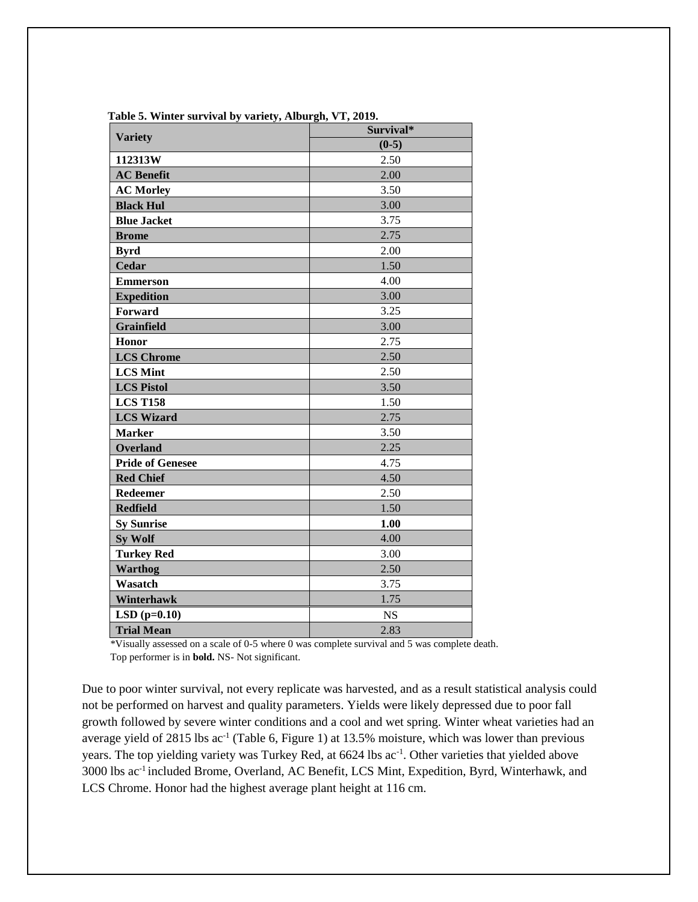**Table 5. Winter survival by variety, Alburgh, VT, 2019.**

| Variety | Survival* |
|---|---|
| | (0-5) |
| 112313W | 2.50 |
| AC Benefit | 2.00 |
| AC Morley | 3.50 |
| Black Hul | 3.00 |
| Blue Jacket | 3.75 |
| Brome | 2.75 |
| Byrd | 2.00 |
| Cedar | 1.50 |
| Emmerson | 4.00 |
| Expedition | 3.00 |
| Forward | 3.25 |
| Grainfield | 3.00 |
| Honor | 2.75 |
| LCS Chrome | 2.50 |
| LCS Mint | 2.50 |
| LCS Pistol | 3.50 |
| LCS T158 | 1.50 |
| LCS Wizard | 2.75 |
| Marker | 3.50 |
| Overland | 2.25 |
| Pride of Genesee | 4.75 |
| Red Chief | 4.50 |
| Redeemer | 2.50 |
| Redfield | 1.50 |
| Sy Sunrise | **1.00** |
| Sy Wolf | 4.00 |
| Turkey Red | 3.00 |
| Warthog | 2.50 |
| Wasatch | 3.75 |
| Winterhawk | 1.75 |
| LSD (p=0.10) | NS |
| Trial Mean | 2.83 |

*Visually assessed on a scale of 0-5 where 0 was complete survival and 5 was complete death.
Top performer is in **bold.** NS- Not significant.

Due to poor winter survival, not every replicate was harvested, and as a result statistical analysis could not be performed on harvest and quality parameters. Yields were likely depressed due to poor fall growth followed by severe winter conditions and a cool and wet spring. Winter wheat varieties had an average yield of 2815 lbs $ac^{-1}$ (Table 6, Figure 1) at 13.5% moisture, which was lower than previous years. The top yielding variety was Turkey Red, at 6624 lbs $ac^{-1}$. Other varieties that yielded above 3000 lbs $ac^{-1}$ included Brome, Overland, AC Benefit, LCS Mint, Expedition, Byrd, Winterhawk, and LCS Chrome. Honor had the highest average plant height at 116 cm.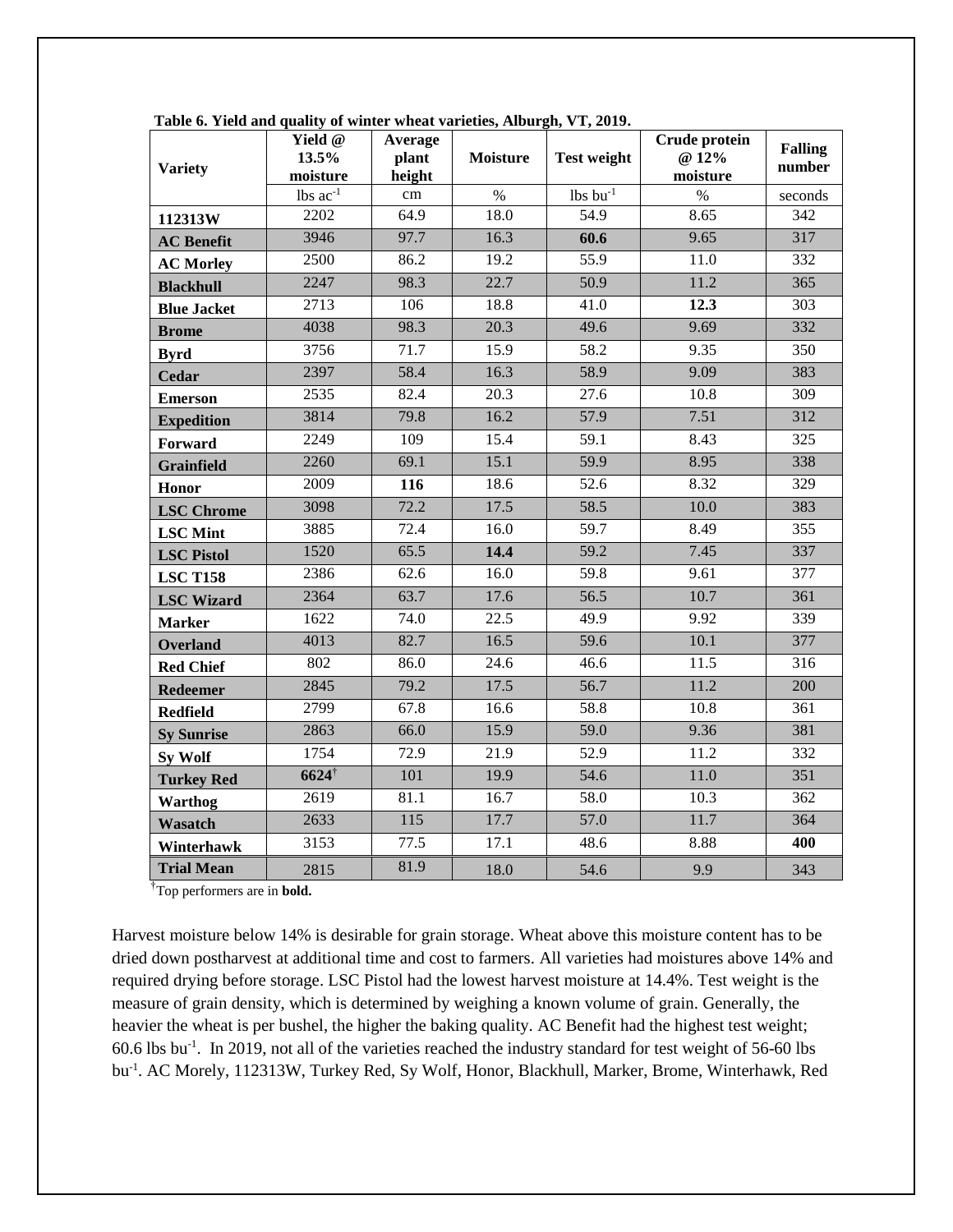**Table 6. Yield and quality of winter wheat varieties, Alburgh, VT, 2019.**

| Variety | Yield @ 13.5% moisture | Average plant height | Moisture | Test weight | Crude protein @ 12% moisture | Falling number |
|---|---|---|---|---|---|---|
| | lbs ac$^{-1}$ | cm | % | lbs bu$^{-1}$ | % | seconds |
| **112313W** | 2202 | 64.9 | 18.0 | 54.9 | 8.65 | 342 |
| **AC Benefit** | 3946 | 97.7 | 16.3 | **60.6** | 9.65 | 317 |
| **AC Morley** | 2500 | 86.2 | 19.2 | 55.9 | 11.0 | 332 |
| **Blackhull** | 2247 | 98.3 | 22.7 | 50.9 | 11.2 | 365 |
| **Blue Jacket** | 2713 | 106 | 18.8 | 41.0 | **12.3** | 303 |
| **Brome** | 4038 | 98.3 | 20.3 | 49.6 | 9.69 | 332 |
| **Byrd** | 3756 | 71.7 | 15.9 | 58.2 | 9.35 | 350 |
| **Cedar** | 2397 | 58.4 | 16.3 | 58.9 | 9.09 | 383 |
| **Emerson** | 2535 | 82.4 | 20.3 | 27.6 | 10.8 | 309 |
| **Expedition** | 3814 | 79.8 | 16.2 | 57.9 | 7.51 | 312 |
| **Forward** | 2249 | 109 | 15.4 | 59.1 | 8.43 | 325 |
| **Grainfield** | 2260 | 69.1 | 15.1 | 59.9 | 8.95 | 338 |
| **Honor** | 2009 | **116** | 18.6 | 52.6 | 8.32 | 329 |
| **LSC Chrome** | 3098 | 72.2 | 17.5 | 58.5 | 10.0 | 383 |
| **LSC Mint** | 3885 | 72.4 | 16.0 | 59.7 | 8.49 | 355 |
| **LSC Pistol** | 1520 | 65.5 | **14.4** | 59.2 | 7.45 | 337 |
| **LSC T158** | 2386 | 62.6 | 16.0 | 59.8 | 9.61 | 377 |
| **LSC Wizard** | 2364 | 63.7 | 17.6 | 56.5 | 10.7 | 361 |
| **Marker** | 1622 | 74.0 | 22.5 | 49.9 | 9.92 | 339 |
| **Overland** | 4013 | 82.7 | 16.5 | 59.6 | 10.1 | 377 |
| **Red Chief** | 802 | 86.0 | 24.6 | 46.6 | 11.5 | 316 |
| **Redeemer** | 2845 | 79.2 | 17.5 | 56.7 | 11.2 | 200 |
| **Redfield** | 2799 | 67.8 | 16.6 | 58.8 | 10.8 | 361 |
| **Sy Sunrise** | 2863 | 66.0 | 15.9 | 59.0 | 9.36 | 381 |
| **Sy Wolf** | 1754 | 72.9 | 21.9 | 52.9 | 11.2 | 332 |
| **Turkey Red** | **6624**† | 101 | 19.9 | 54.6 | 11.0 | 351 |
| **Warthog** | 2619 | 81.1 | 16.7 | 58.0 | 10.3 | 362 |
| **Wasatch** | 2633 | 115 | 17.7 | 57.0 | 11.7 | 364 |
| **Winterhawk** | 3153 | 77.5 | 17.1 | 48.6 | 8.88 | **400** |
| **Trial Mean** | 2815 | 81.9 | 18.0 | 54.6 | 9.9 | 343 |

†Top performers are in **bold.**

Harvest moisture below 14% is desirable for grain storage. Wheat above this moisture content has to be dried down postharvest at additional time and cost to farmers. All varieties had moistures above 14% and required drying before storage. LSC Pistol had the lowest harvest moisture at 14.4%. Test weight is the measure of grain density, which is determined by weighing a known volume of grain. Generally, the heavier the wheat is per bushel, the higher the baking quality. AC Benefit had the highest test weight; 60.6 lbs bu$^{-1}$. In 2019, not all of the varieties reached the industry standard for test weight of 56-60 lbs bu$^{-1}$. AC Morely, 112313W, Turkey Red, Sy Wolf, Honor, Blackhull, Marker, Brome, Winterhawk, Red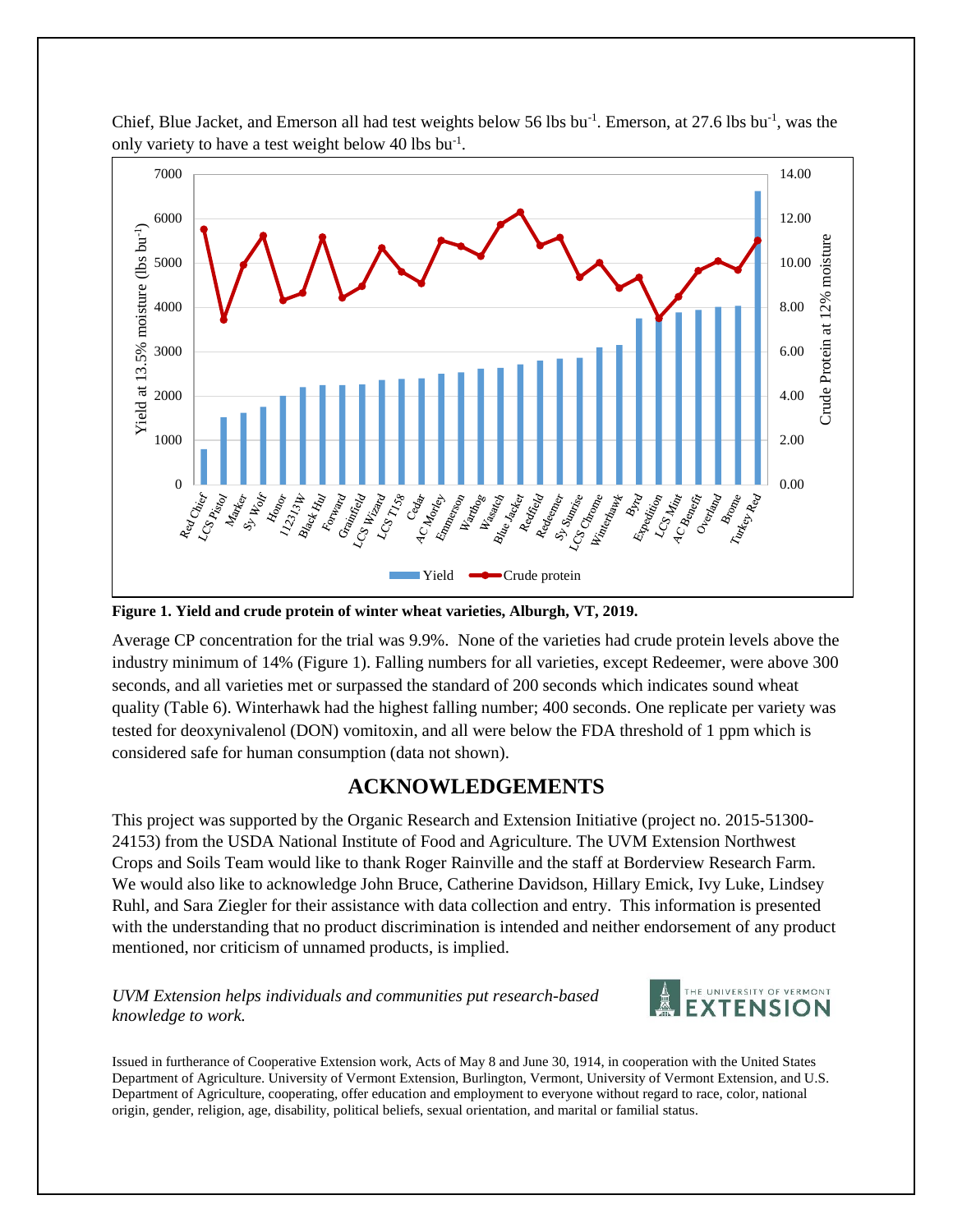Chief, Blue Jacket, and Emerson all had test weights below 56 lbs $bu^{-1}$. Emerson, at 27.6 lbs $bu^{-1}$, was the only variety to have a test weight below 40 lbs $bu^{-1}$.

Yield at 13.5% moisture (lbs $bu^{-1}$)

7000
6000
5000
4000
3000
2000
1000
0

Crude Protein at 12% moisture

14.00
12.00
10.00
8.00
6.00
4.00
2.00
0.00

Red Chief, LCS Pistol, Marker, Sy Wolf, Honor, 112313W, Black Hul, Forward, Grainfield, LCS Wizard, LCS T158, Cedar, AC Morley, Emmerson, Warthog, Wasatch, Blue Jacket, Redfield, Redeemer, Sy Sunrise, LCS Chrome, Winterhawk, Byrd, Expedition, LCS Mint, AC Benefit, Overland, Brome, Turkey Red

Yield
Crude protein

**Figure 1. Yield and crude protein of winter wheat varieties, Alburgh, VT, 2019.**

Average CP concentration for the trial was 9.9%. None of the varieties had crude protein levels above the industry minimum of 14% (Figure 1). Falling numbers for all varieties, except Redeemer, were above 300 seconds, and all varieties met or surpassed the standard of 200 seconds which indicates sound wheat quality (Table 6). Winterhawk had the highest falling number; 400 seconds. One replicate per variety was tested for deoxynivalenol (DON) vomitoxin, and all were below the FDA threshold of 1 ppm which is considered safe for human consumption (data not shown).

## ACKNOWLEDGEMENTS

This project was supported by the Organic Research and Extension Initiative (project no. 2015-51300-24153) from the USDA National Institute of Food and Agriculture. The UVM Extension Northwest Crops and Soils Team would like to thank Roger Rainville and the staff at Borderview Research Farm. We would also like to acknowledge John Bruce, Catherine Davidson, Hillary Emick, Ivy Luke, Lindsey Ruhl, and Sara Ziegler for their assistance with data collection and entry. This information is presented with the understanding that no product discrimination is intended and neither endorsement of any product mentioned, nor criticism of unnamed products, is implied.

*UVM Extension helps individuals and communities put research-based knowledge to work.*

THE UNIVERSITY OF VERMONT EXTENSION

Issued in furtherance of Cooperative Extension work, Acts of May 8 and June 30, 1914, in cooperation with the United States Department of Agriculture. University of Vermont Extension, Burlington, Vermont, University of Vermont Extension, and U.S. Department of Agriculture, cooperating, offer education and employment to everyone without regard to race, color, national origin, gender, religion, age, disability, political beliefs, sexual orientation, and marital or familial status.